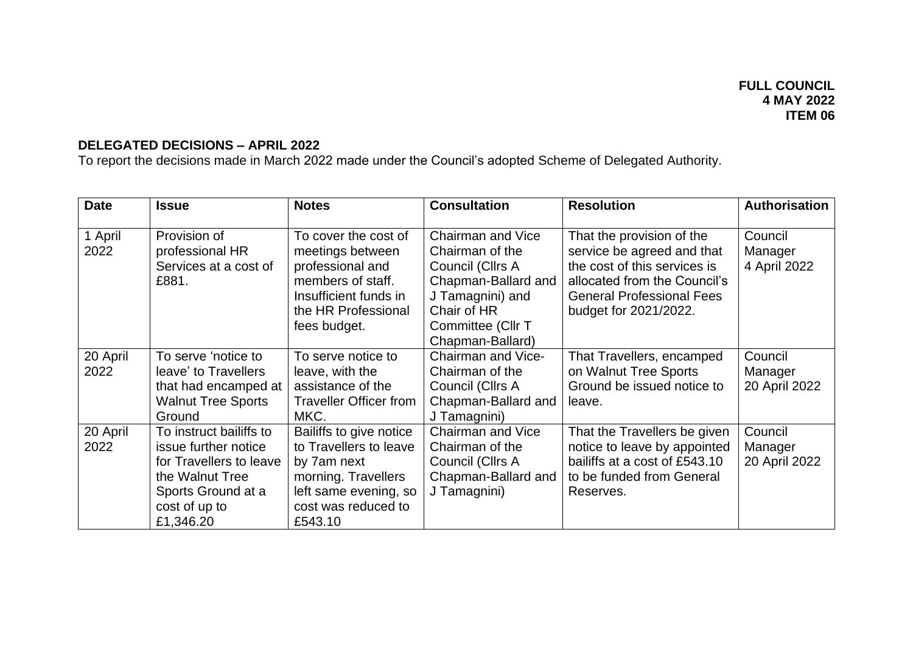**FULL COUNCIL**
**4 MAY 2022**
**ITEM 06**

**DELEGATED DECISIONS – APRIL 2022**

To report the decisions made in March 2022 made under the Council's adopted Scheme of Delegated Authority.

| Date | Issue | Notes | Consultation | Resolution | Authorisation |
|---|---|---|---|---|---|
| 1 April 2022 | Provision of professional HR Services at a cost of £881. | To cover the cost of meetings between professional and members of staff. Insufficient funds in the HR Professional fees budget. | Chairman and Vice Chairman of the Council (Cllrs A Chapman-Ballard and J Tamagnini) and Chair of HR Committee (Cllr T Chapman-Ballard) | That the provision of the service be agreed and that the cost of this services is allocated from the Council's General Professional Fees budget for 2021/2022. | Council Manager 4 April 2022 |
| 20 April 2022 | To serve 'notice to leave' to Travellers that had encamped at Walnut Tree Sports Ground | To serve notice to leave, with the assistance of the Traveller Officer from MKC. | Chairman and Vice-Chairman of the Council (Cllrs A Chapman-Ballard and J Tamagnini) | That Travellers, encamped on Walnut Tree Sports Ground be issued notice to leave. | Council Manager 20 April 2022 |
| 20 April 2022 | To instruct bailiffs to issue further notice for Travellers to leave the Walnut Tree Sports Ground at a cost of up to £1,346.20 | Bailiffs to give notice to Travellers to leave by 7am next morning. Travellers left same evening, so cost was reduced to £543.10 | Chairman and Vice Chairman of the Council (Cllrs A Chapman-Ballard and J Tamagnini) | That the Travellers be given notice to leave by appointed bailiffs at a cost of £543.10 to be funded from General Reserves. | Council Manager 20 April 2022 |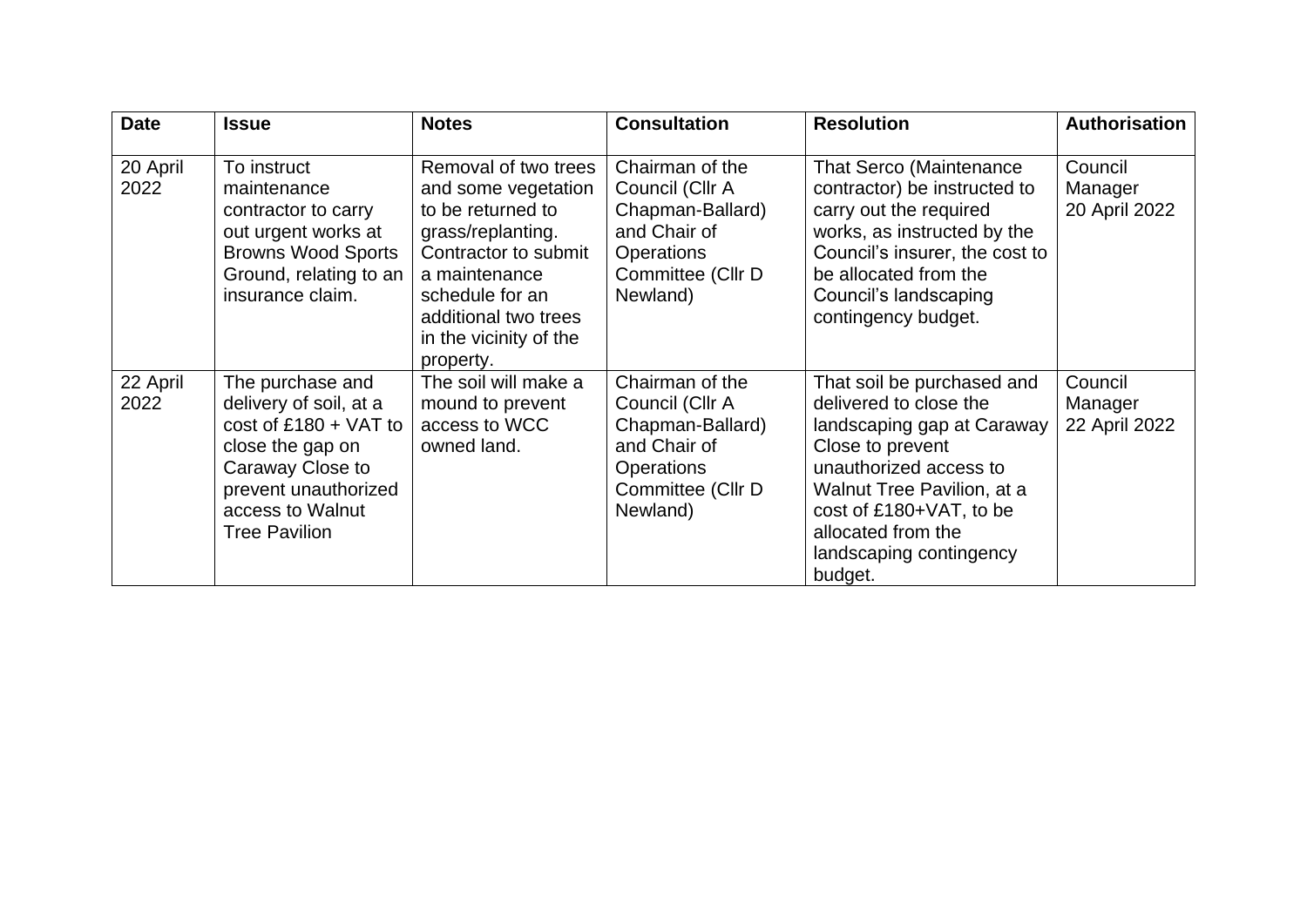| Date | Issue | Notes | Consultation | Resolution | Authorisation |
|---|---|---|---|---|---|
| 20 April 2022 | To instruct maintenance contractor to carry out urgent works at Browns Wood Sports Ground, relating to an insurance claim. | Removal of two trees and some vegetation to be returned to grass/replanting. Contractor to submit a maintenance schedule for an additional two trees in the vicinity of the property. | Chairman of the Council (Cllr A Chapman-Ballard) and Chair of Operations Committee (Cllr D Newland) | That Serco (Maintenance contractor) be instructed to carry out the required works, as instructed by the Council's insurer, the cost to be allocated from the Council's landscaping contingency budget. | Council Manager 20 April 2022 |
| 22 April 2022 | The purchase and delivery of soil, at a cost of £180 + VAT to close the gap on Caraway Close to prevent unauthorized access to Walnut Tree Pavilion | The soil will make a mound to prevent access to WCC owned land. | Chairman of the Council (Cllr A Chapman-Ballard) and Chair of Operations Committee (Cllr D Newland) | That soil be purchased and delivered to close the landscaping gap at Caraway Close to prevent unauthorized access to Walnut Tree Pavilion, at a cost of £180+VAT, to be allocated from the landscaping contingency budget. | Council Manager 22 April 2022 |